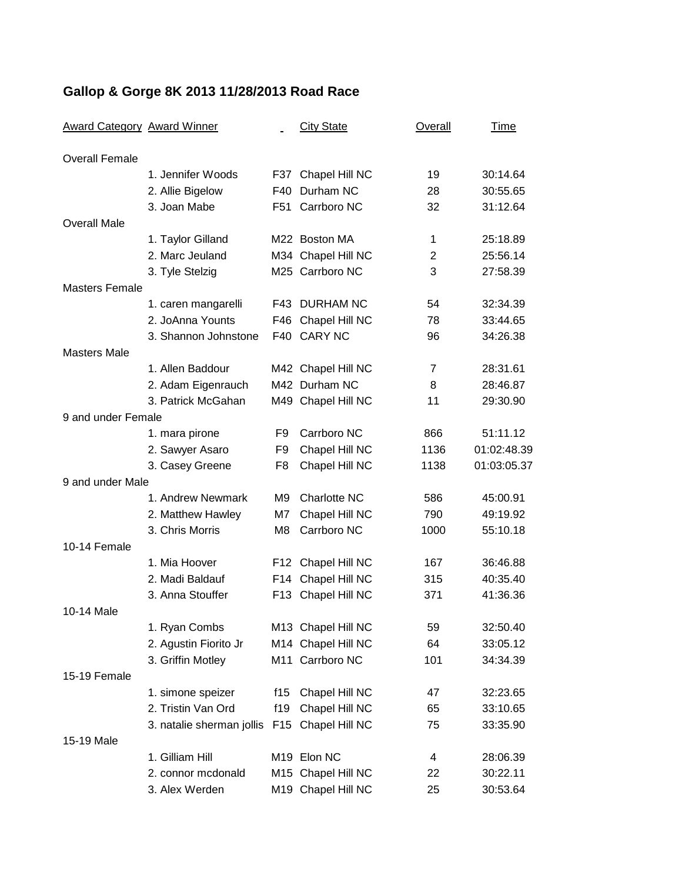# Gallop & Gorge 8K 2013 11/28/2013 Road Race

| Award Category | Award Winner | | City State | Overall | Time |
|---|---|---|---|---|---|
| Overall Female | | | | | |
| | 1. Jennifer Woods | F37 | Chapel Hill NC | 19 | 30:14.64 |
| | 2. Allie Bigelow | F40 | Durham NC | 28 | 30:55.65 |
| | 3. Joan Mabe | F51 | Carrboro NC | 32 | 31:12.64 |
| Overall Male | | | | | |
| | 1. Taylor Gilland | M22 | Boston MA | 1 | 25:18.89 |
| | 2. Marc Jeuland | M34 | Chapel Hill NC | 2 | 25:56.14 |
| | 3. Tyle Stelzig | M25 | Carrboro NC | 3 | 27:58.39 |
| Masters Female | | | | | |
| | 1. caren mangarelli | F43 | DURHAM NC | 54 | 32:34.39 |
| | 2. JoAnna Younts | F46 | Chapel Hill NC | 78 | 33:44.65 |
| | 3. Shannon Johnstone | F40 | CARY NC | 96 | 34:26.38 |
| Masters Male | | | | | |
| | 1. Allen Baddour | M42 | Chapel Hill NC | 7 | 28:31.61 |
| | 2. Adam Eigenrauch | M42 | Durham NC | 8 | 28:46.87 |
| | 3. Patrick McGahan | M49 | Chapel Hill NC | 11 | 29:30.90 |
| 9 and under Female | | | | | |
| | 1. mara pirone | F9 | Carrboro NC | 866 | 51:11.12 |
| | 2. Sawyer Asaro | F9 | Chapel Hill NC | 1136 | 01:02:48.39 |
| | 3. Casey Greene | F8 | Chapel Hill NC | 1138 | 01:03:05.37 |
| 9 and under Male | | | | | |
| | 1. Andrew Newmark | M9 | Charlotte NC | 586 | 45:00.91 |
| | 2. Matthew Hawley | M7 | Chapel Hill NC | 790 | 49:19.92 |
| | 3. Chris Morris | M8 | Carrboro NC | 1000 | 55:10.18 |
| 10-14 Female | | | | | |
| | 1. Mia Hoover | F12 | Chapel Hill NC | 167 | 36:46.88 |
| | 2. Madi Baldauf | F14 | Chapel Hill NC | 315 | 40:35.40 |
| | 3. Anna Stouffer | F13 | Chapel Hill NC | 371 | 41:36.36 |
| 10-14 Male | | | | | |
| | 1. Ryan Combs | M13 | Chapel Hill NC | 59 | 32:50.40 |
| | 2. Agustin Fiorito Jr | M14 | Chapel Hill NC | 64 | 33:05.12 |
| | 3. Griffin Motley | M11 | Carrboro NC | 101 | 34:34.39 |
| 15-19 Female | | | | | |
| | 1. simone speizer | f15 | Chapel Hill NC | 47 | 32:23.65 |
| | 2. Tristin Van Ord | f19 | Chapel Hill NC | 65 | 33:10.65 |
| | 3. natalie sherman jollis | F15 | Chapel Hill NC | 75 | 33:35.90 |
| 15-19 Male | | | | | |
| | 1. Gilliam Hill | M19 | Elon NC | 4 | 28:06.39 |
| | 2. connor mcdonald | M15 | Chapel Hill NC | 22 | 30:22.11 |
| | 3. Alex Werden | M19 | Chapel Hill NC | 25 | 30:53.64 |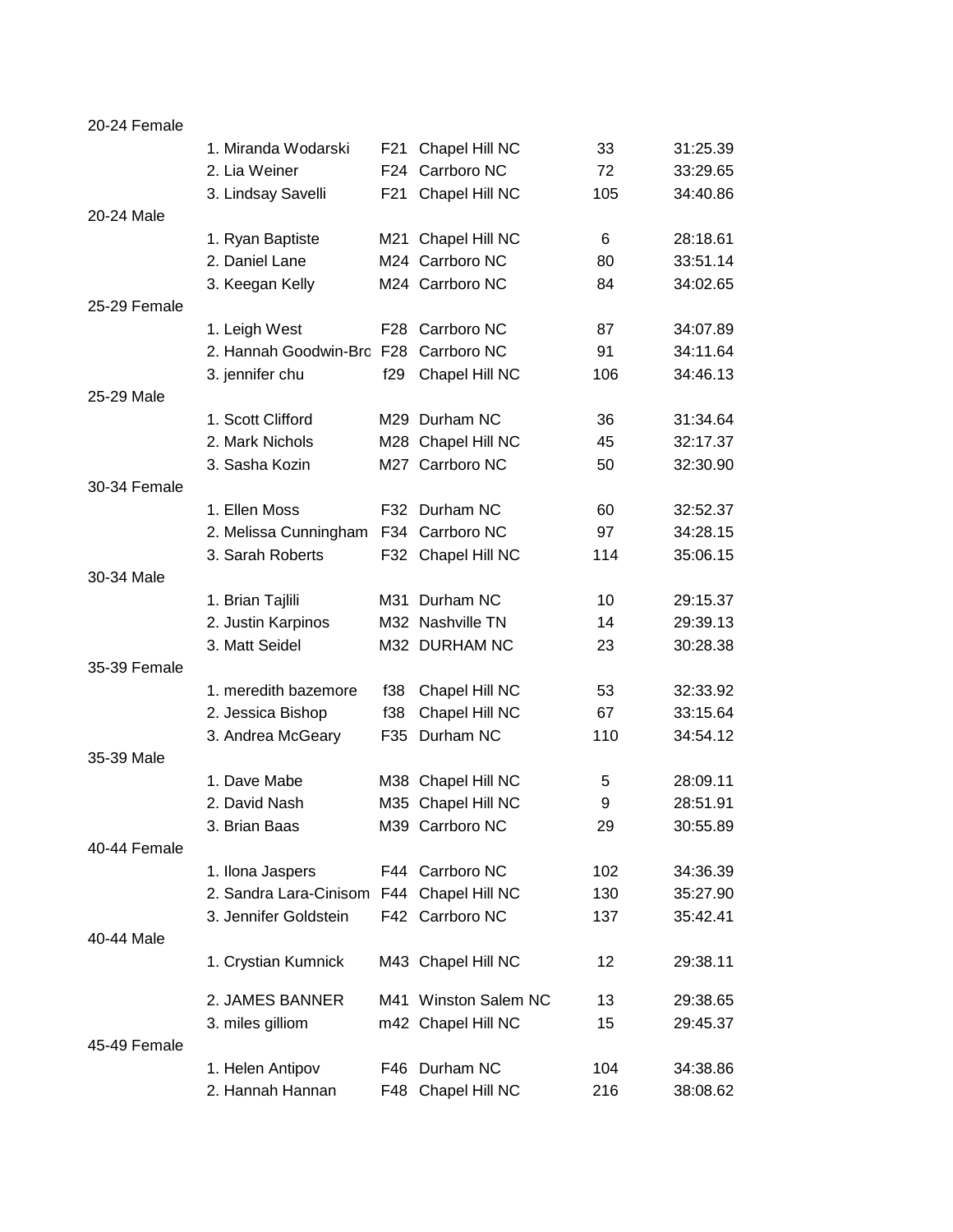| | | | | | |
|---|---|---|---|---|---|
| 20-24 Female | | | | | |
| | 1. Miranda Wodarski | F21 | Chapel Hill NC | 33 | 31:25.39 |
| | 2. Lia Weiner | F24 | Carrboro NC | 72 | 33:29.65 |
| | 3. Lindsay Savelli | F21 | Chapel Hill NC | 105 | 34:40.86 |
| 20-24 Male | | | | | |
| | 1. Ryan Baptiste | M21 | Chapel Hill NC | 6 | 28:18.61 |
| | 2. Daniel Lane | M24 | Carrboro NC | 80 | 33:51.14 |
| | 3. Keegan Kelly | M24 | Carrboro NC | 84 | 34:02.65 |
| 25-29 Female | | | | | |
| | 1. Leigh West | F28 | Carrboro NC | 87 | 34:07.89 |
| | 2. Hannah Goodwin-Bro | F28 | Carrboro NC | 91 | 34:11.64 |
| | 3. jennifer chu | f29 | Chapel Hill NC | 106 | 34:46.13 |
| 25-29 Male | | | | | |
| | 1. Scott Clifford | M29 | Durham NC | 36 | 31:34.64 |
| | 2. Mark Nichols | M28 | Chapel Hill NC | 45 | 32:17.37 |
| | 3. Sasha Kozin | M27 | Carrboro NC | 50 | 32:30.90 |
| 30-34 Female | | | | | |
| | 1. Ellen Moss | F32 | Durham NC | 60 | 32:52.37 |
| | 2. Melissa Cunningham | F34 | Carrboro NC | 97 | 34:28.15 |
| | 3. Sarah Roberts | F32 | Chapel Hill NC | 114 | 35:06.15 |
| 30-34 Male | | | | | |
| | 1. Brian Tajlili | M31 | Durham NC | 10 | 29:15.37 |
| | 2. Justin Karpinos | M32 | Nashville TN | 14 | 29:39.13 |
| | 3. Matt Seidel | M32 | DURHAM NC | 23 | 30:28.38 |
| 35-39 Female | | | | | |
| | 1. meredith bazemore | f38 | Chapel Hill NC | 53 | 32:33.92 |
| | 2. Jessica Bishop | f38 | Chapel Hill NC | 67 | 33:15.64 |
| | 3. Andrea McGeary | F35 | Durham NC | 110 | 34:54.12 |
| 35-39 Male | | | | | |
| | 1. Dave Mabe | M38 | Chapel Hill NC | 5 | 28:09.11 |
| | 2. David Nash | M35 | Chapel Hill NC | 9 | 28:51.91 |
| | 3. Brian Baas | M39 | Carrboro NC | 29 | 30:55.89 |
| 40-44 Female | | | | | |
| | 1. Ilona Jaspers | F44 | Carrboro NC | 102 | 34:36.39 |
| | 2. Sandra Lara-Cinisom | F44 | Chapel Hill NC | 130 | 35:27.90 |
| | 3. Jennifer Goldstein | F42 | Carrboro NC | 137 | 35:42.41 |
| 40-44 Male | | | | | |
| | 1. Crystian Kumnick | M43 | Chapel Hill NC | 12 | 29:38.11 |
| | 2. JAMES BANNER | M41 | Winston Salem NC | 13 | 29:38.65 |
| | 3. miles gilliom | m42 | Chapel Hill NC | 15 | 29:45.37 |
| 45-49 Female | | | | | |
| | 1. Helen Antipov | F46 | Durham NC | 104 | 34:38.86 |
| | 2. Hannah Hannan | F48 | Chapel Hill NC | 216 | 38:08.62 |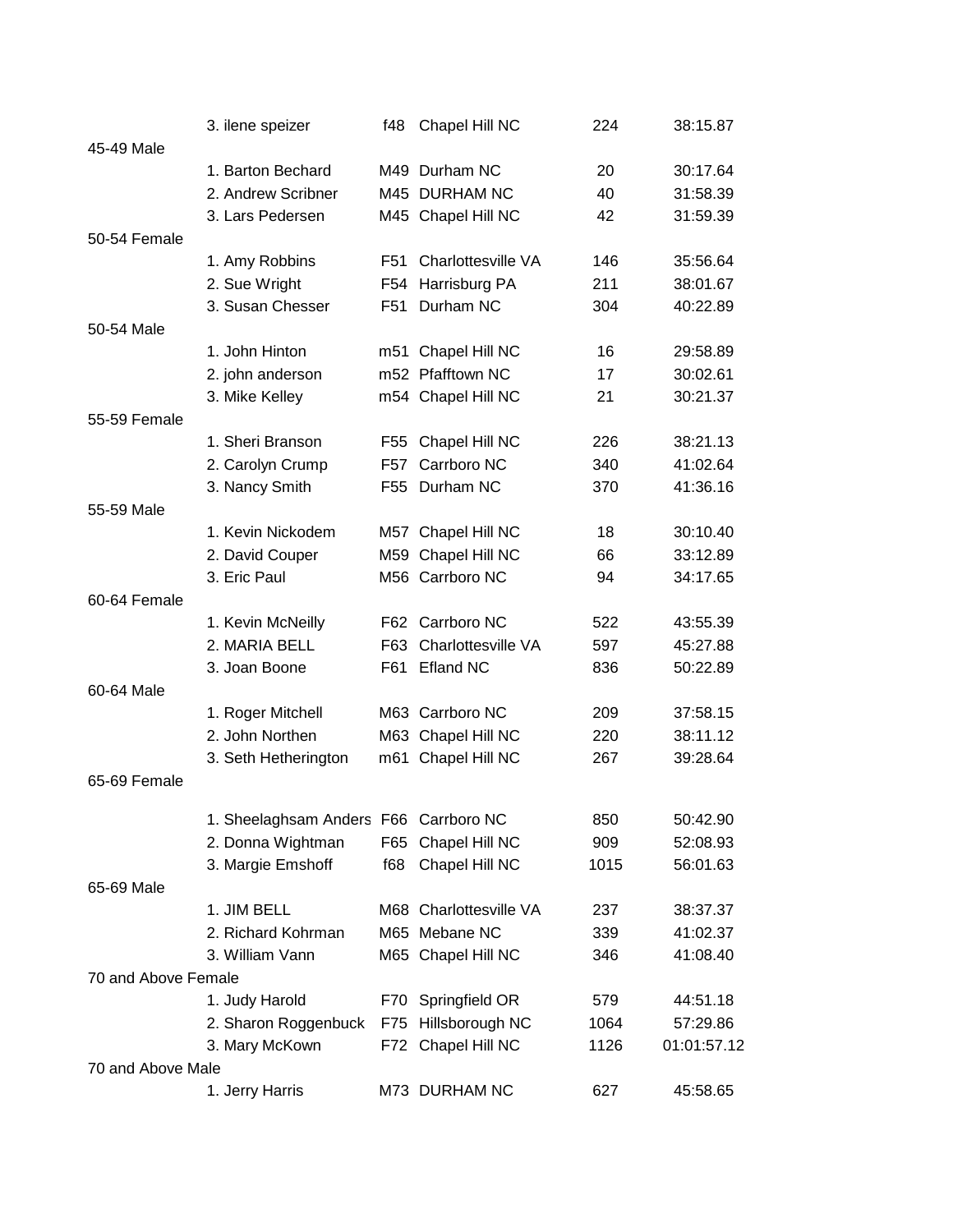| | | | | | |
|---|---|---|---|---|---|
| | 3. ilene speizer | f48 | Chapel Hill NC | 224 | 38:15.87 |
| 45-49 Male | | | | | |
| | 1. Barton Bechard | M49 | Durham NC | 20 | 30:17.64 |
| | 2. Andrew Scribner | M45 | DURHAM NC | 40 | 31:58.39 |
| | 3. Lars Pedersen | M45 | Chapel Hill NC | 42 | 31:59.39 |
| 50-54 Female | | | | | |
| | 1. Amy Robbins | F51 | Charlottesville VA | 146 | 35:56.64 |
| | 2. Sue Wright | F54 | Harrisburg PA | 211 | 38:01.67 |
| | 3. Susan Chesser | F51 | Durham NC | 304 | 40:22.89 |
| 50-54 Male | | | | | |
| | 1. John Hinton | m51 | Chapel Hill NC | 16 | 29:58.89 |
| | 2. john anderson | m52 | Pfafftown NC | 17 | 30:02.61 |
| | 3. Mike Kelley | m54 | Chapel Hill NC | 21 | 30:21.37 |
| 55-59 Female | | | | | |
| | 1. Sheri Branson | F55 | Chapel Hill NC | 226 | 38:21.13 |
| | 2. Carolyn Crump | F57 | Carrboro NC | 340 | 41:02.64 |
| | 3. Nancy Smith | F55 | Durham NC | 370 | 41:36.16 |
| 55-59 Male | | | | | |
| | 1. Kevin Nickodem | M57 | Chapel Hill NC | 18 | 30:10.40 |
| | 2. David Couper | M59 | Chapel Hill NC | 66 | 33:12.89 |
| | 3. Eric Paul | M56 | Carrboro NC | 94 | 34:17.65 |
| 60-64 Female | | | | | |
| | 1. Kevin McNeilly | F62 | Carrboro NC | 522 | 43:55.39 |
| | 2. MARIA BELL | F63 | Charlottesville VA | 597 | 45:27.88 |
| | 3. Joan Boone | F61 | Efland NC | 836 | 50:22.89 |
| 60-64 Male | | | | | |
| | 1. Roger Mitchell | M63 | Carrboro NC | 209 | 37:58.15 |
| | 2. John Northen | M63 | Chapel Hill NC | 220 | 38:11.12 |
| | 3. Seth Hetherington | m61 | Chapel Hill NC | 267 | 39:28.64 |
| 65-69 Female | | | | | |
| | 1. Sheelaghsam Anders | F66 | Carrboro NC | 850 | 50:42.90 |
| | 2. Donna Wightman | F65 | Chapel Hill NC | 909 | 52:08.93 |
| | 3. Margie Emshoff | f68 | Chapel Hill NC | 1015 | 56:01.63 |
| 65-69 Male | | | | | |
| | 1. JIM BELL | M68 | Charlottesville VA | 237 | 38:37.37 |
| | 2. Richard Kohrman | M65 | Mebane NC | 339 | 41:02.37 |
| | 3. William Vann | M65 | Chapel Hill NC | 346 | 41:08.40 |
| 70 and Above Female | | | | | |
| | 1. Judy Harold | F70 | Springfield OR | 579 | 44:51.18 |
| | 2. Sharon Roggenbuck | F75 | Hillsborough NC | 1064 | 57:29.86 |
| | 3. Mary McKown | F72 | Chapel Hill NC | 1126 | 01:01:57.12 |
| 70 and Above Male | | | | | |
| | 1. Jerry Harris | M73 | DURHAM NC | 627 | 45:58.65 |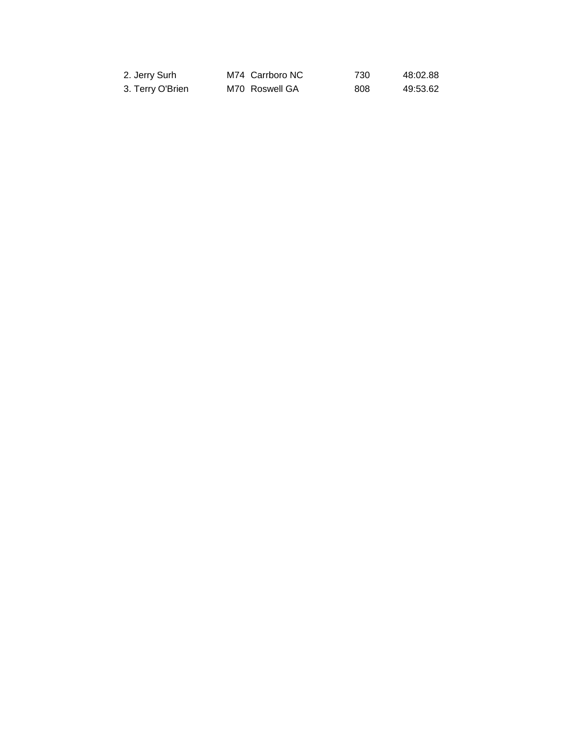| | | | | |
|---|---|---|---|---|
| 2. Jerry Surh | M74 | Carrboro NC | 730 | 48:02.88 |
| 3. Terry O'Brien | M70 | Roswell GA | 808 | 49:53.62 |